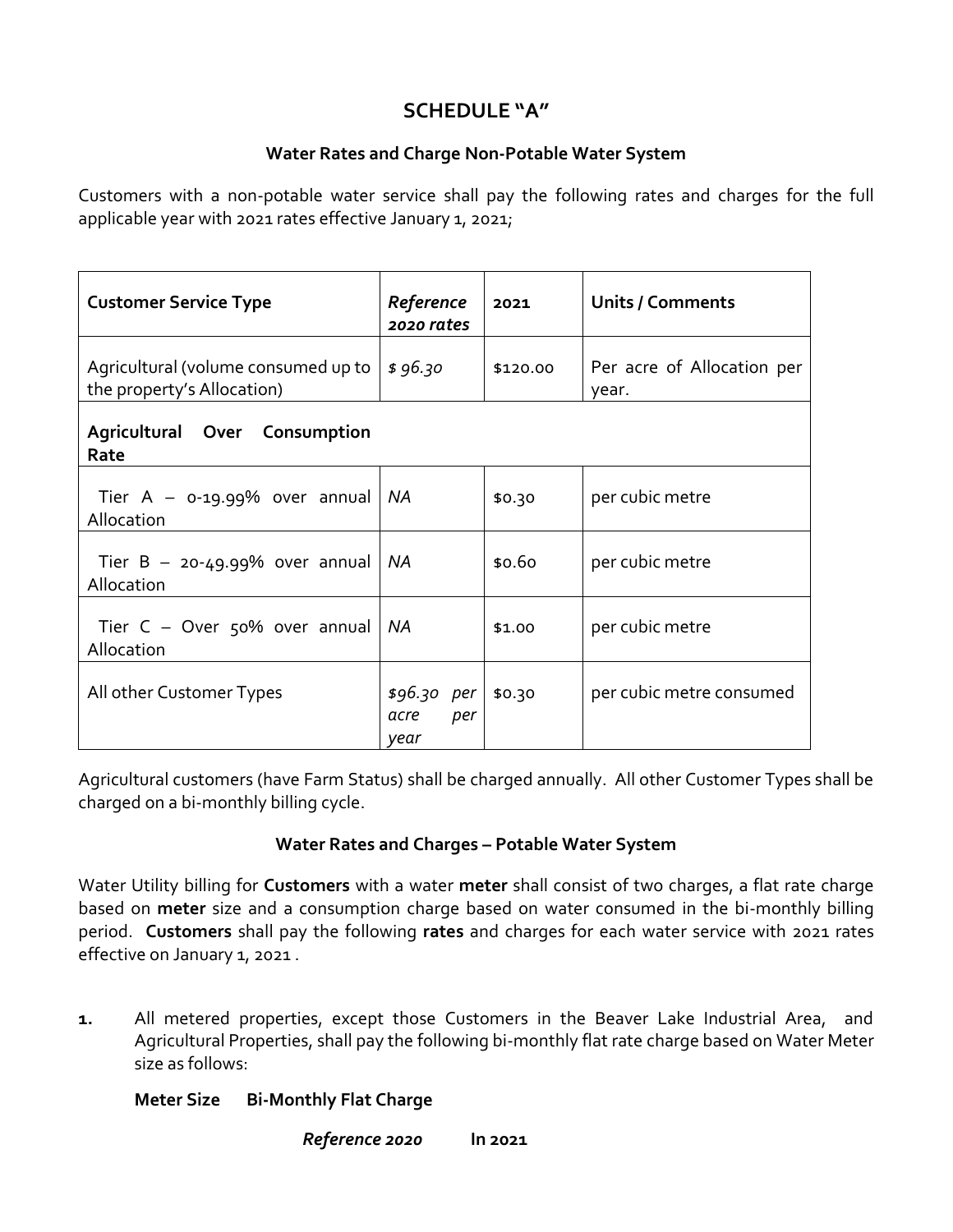# SCHEDULE "A"

### Water Rates and Charge Non-Potable Water System

Customers with a non-potable water service shall pay the following rates and charges for the full applicable year with 2021 rates effective January 1, 2021;

| **Customer Service Type** | ***Reference 2020 rates*** | **2021** | **Units / Comments** |
|---|---|---|---|
| Agricultural (volume consumed up to the property's Allocation) | *$ 96.30* | $120.00 | Per acre of Allocation per year. |
| **Agricultural Over Consumption Rate** | | | |
| Tier A – 0-19.99% over annual Allocation | *NA* | $0.30 | per cubic metre |
| Tier B – 20-49.99% over annual Allocation | *NA* | $0.60 | per cubic metre |
| Tier C – Over 50% over annual Allocation | *NA* | $1.00 | per cubic metre |
| All other Customer Types | *$96.30 per acre per year* | $0.30 | per cubic metre consumed |

Agricultural customers (have Farm Status) shall be charged annually. All other Customer Types shall be charged on a bi-monthly billing cycle.

### Water Rates and Charges – Potable Water System

Water Utility billing for **Customers** with a water **meter** shall consist of two charges, a flat rate charge based on **meter** size and a consumption charge based on water consumed in the bi-monthly billing period. **Customers** shall pay the following **rates** and charges for each water service with 2021 rates effective on January 1, 2021 .

**1.** All metered properties, except those Customers in the Beaver Lake Industrial Area, and Agricultural Properties, shall pay the following bi-monthly flat rate charge based on Water Meter size as follows:

**Meter Size** **Bi-Monthly Flat Charge**

***Reference 2020*** **In 2021**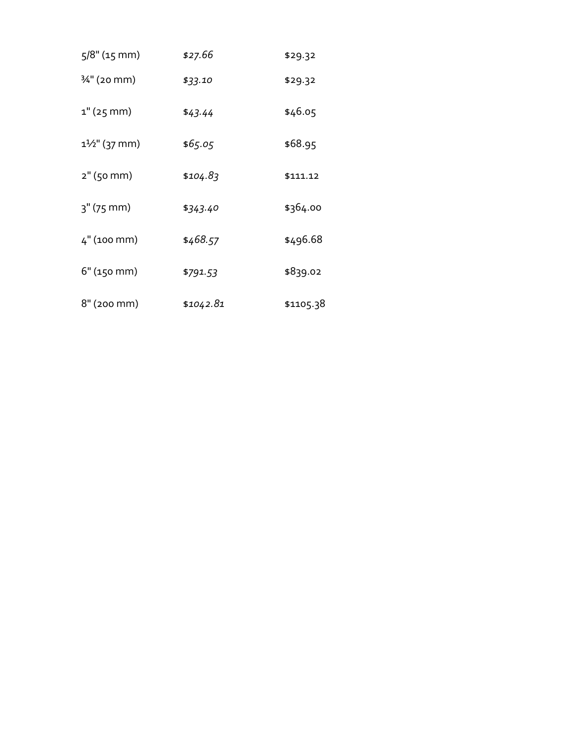| | | |
|---|---|---|
| 5/8" (15 mm) | *$27.66* | $29.32 |
| ¾" (20 mm) | *$33.10* | $29.32 |
| 1" (25 mm) | $*43.44* | $46.05 |
| 1½" (37 mm) | $*65.05* | $68.95 |
| 2" (50 mm) | $*104.83* | $111.12 |
| 3" (75 mm) | $*343.40* | $364.00 |
| 4" (100 mm) | $*468.57* | $496.68 |
| 6" (150 mm) | $*791.53* | $839.02 |
| 8" (200 mm) | $*1042.81* | $1105.38 |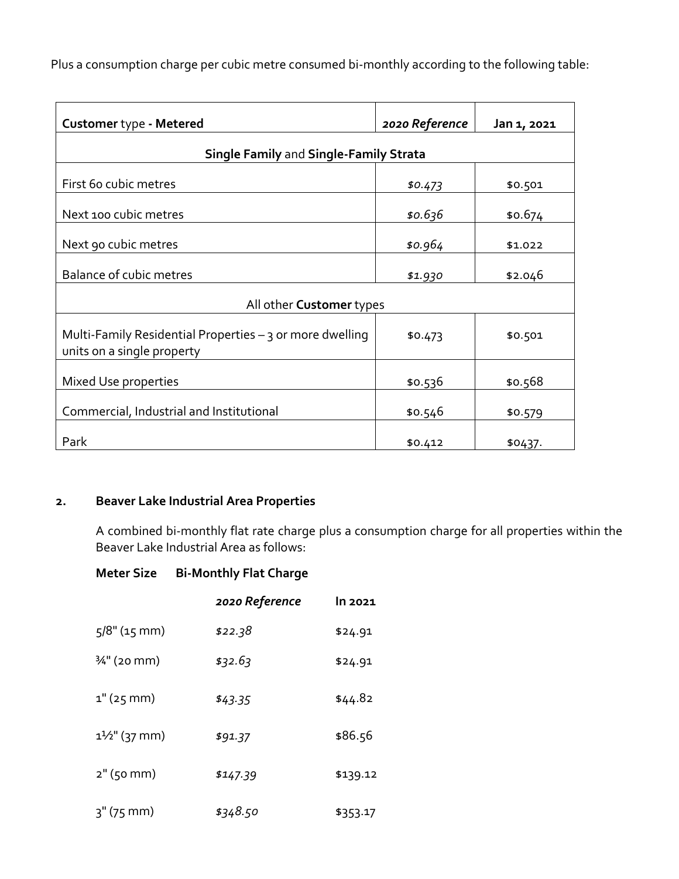Plus a consumption charge per cubic metre consumed bi-monthly according to the following table:

| **Customer** type **- Metered** | ***2020 Reference*** | **Jan 1, 2021** |
|---|---|---|
| **Single Family** and **Single-Family Strata** | | |
| First 60 cubic metres | *$0.473* | $0.501 |
| Next 100 cubic metres | *$0.636* | $0.674 |
| Next 90 cubic metres | *$0.964* | $1.022 |
| Balance of cubic metres | *$1.930* | $2.046 |
| All other **Customer** types | | |
| Multi-Family Residential Properties – 3 or more dwelling units on a single property | $0.473 | $0.501 |
| Mixed Use properties | $0.536 | $0.568 |
| Commercial, Industrial and Institutional | $0.546 | $0.579 |
| Park | $0.412 | $0437. |

**2. Beaver Lake Industrial Area Properties**

A combined bi-monthly flat rate charge plus a consumption charge for all properties within the Beaver Lake Industrial Area as follows:

| **Meter Size** | **Bi-Monthly Flat Charge** | |
|---|---|---|
| | ***2020 Reference*** | **In 2021** |
| 5/8" (15 mm) | *$22.38* | $24.91 |
| ¾" (20 mm) | *$32.63* | $24.91 |
| 1" (25 mm) | *$43.35* | $44.82 |
| 1½" (37 mm) | *$91.37* | $86.56 |
| 2" (50 mm) | *$147.39* | $139.12 |
| 3" (75 mm) | *$348.50* | $353.17 |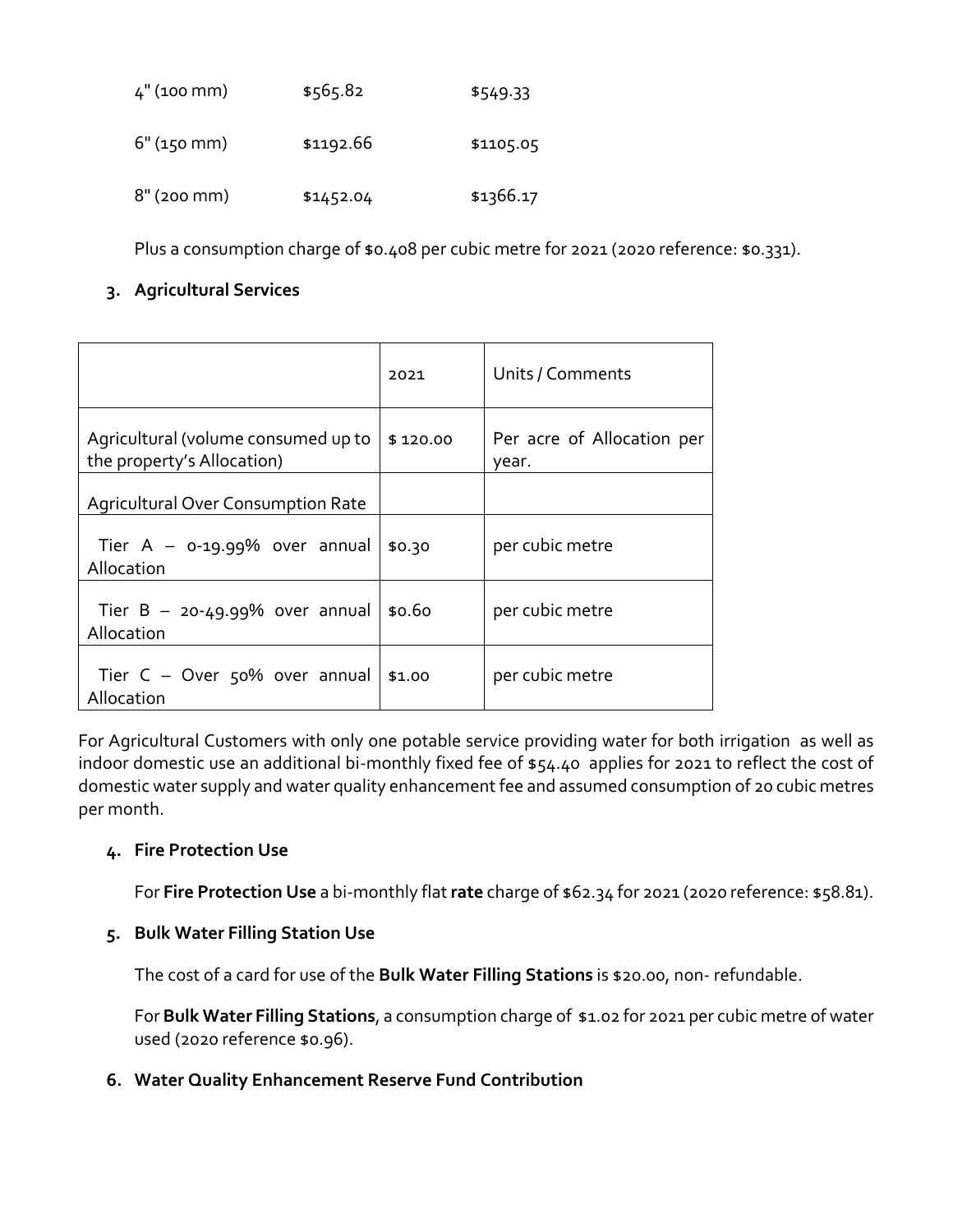| 4" (100 mm) | $565.82 | $549.33 |
|---|---|---|
| 6" (150 mm) | $1192.66 | $1105.05 |
| 8" (200 mm) | $1452.04 | $1366.17 |

Plus a consumption charge of $0.408 per cubic metre for 2021 (2020 reference: $0.331).

**3. Agricultural Services**

| | 2021 | Units / Comments |
|---|---|---|
| Agricultural (volume consumed up to the property's Allocation) | $ 120.00 | Per acre of Allocation per year. |
| Agricultural Over Consumption Rate | | |
| Tier A – 0-19.99% over annual Allocation | $0.30 | per cubic metre |
| Tier B – 20-49.99% over annual Allocation | $0.60 | per cubic metre |
| Tier C – Over 50% over annual Allocation | $1.00 | per cubic metre |

For Agricultural Customers with only one potable service providing water for both irrigation as well as indoor domestic use an additional bi-monthly fixed fee of $54.40 applies for 2021 to reflect the cost of domestic water supply and water quality enhancement fee and assumed consumption of 20 cubic metres per month.

**4. Fire Protection Use**

For **Fire Protection Use** a bi-monthly flat **rate** charge of $62.34 for 2021 (2020 reference: $58.81).

**5. Bulk Water Filling Station Use**

The cost of a card for use of the **Bulk Water Filling Stations** is $20.00, non- refundable.

For **Bulk Water Filling Stations**, a consumption charge of $1.02 for 2021 per cubic metre of water used (2020 reference $0.96).

**6. Water Quality Enhancement Reserve Fund Contribution**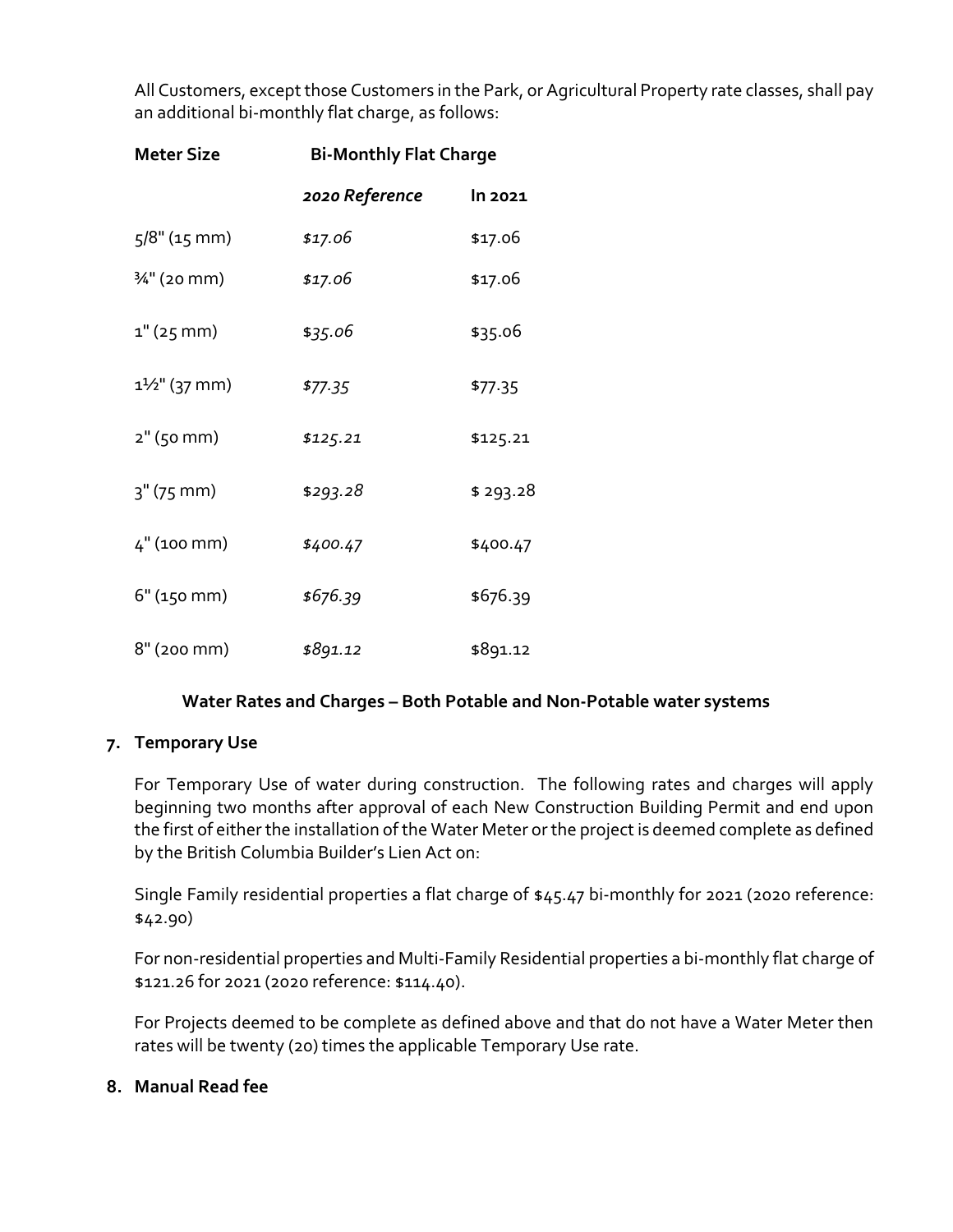All Customers, except those Customers in the Park, or Agricultural Property rate classes, shall pay an additional bi-monthly flat charge, as follows:

| Meter Size | Bi-Monthly Flat Charge | |
|---|---|---|
| | *2020 Reference* | **In 2021** |
| 5/8" (15 mm) | *$17.06* | $17.06 |
| ¾" (20 mm) | *$17.06* | $17.06 |
| 1" (25 mm) | *$35.06* | $35.06 |
| 1½" (37 mm) | *$77.35* | $77.35 |
| 2" (50 mm) | *$125.21* | $125.21 |
| 3" (75 mm) | *$293.28* | $ 293.28 |
| 4" (100 mm) | *$400.47* | $400.47 |
| 6" (150 mm) | *$676.39* | $676.39 |
| 8" (200 mm) | *$891.12* | $891.12 |

**Water Rates and Charges – Both Potable and Non-Potable water systems**

### 7. Temporary Use

For Temporary Use of water during construction. The following rates and charges will apply beginning two months after approval of each New Construction Building Permit and end upon the first of either the installation of the Water Meter or the project is deemed complete as defined by the British Columbia Builder's Lien Act on:

Single Family residential properties a flat charge of $45.47 bi-monthly for 2021 (2020 reference: $42.90)

For non-residential properties and Multi-Family Residential properties a bi-monthly flat charge of $121.26 for 2021 (2020 reference: $114.40).

For Projects deemed to be complete as defined above and that do not have a Water Meter then rates will be twenty (20) times the applicable Temporary Use rate.

### 8. Manual Read fee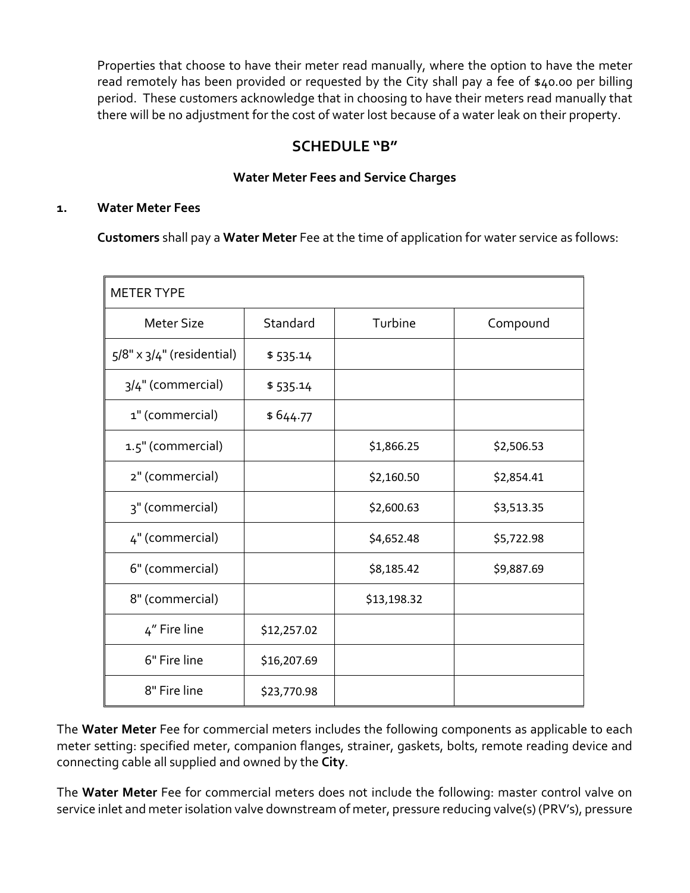Properties that choose to have their meter read manually, where the option to have the meter read remotely has been provided or requested by the City shall pay a fee of $40.00 per billing period. These customers acknowledge that in choosing to have their meters read manually that there will be no adjustment for the cost of water lost because of a water leak on their property.

## SCHEDULE "B"

### Water Meter Fees and Service Charges

**1. Water Meter Fees**

**Customers** shall pay a **Water Meter** Fee at the time of application for water service as follows:

| METER TYPE | | | |
|---|---|---|---|
| Meter Size | Standard | Turbine | Compound |
| 5/8" x 3/4" (residential) | $ 535.14 | | |
| 3/4" (commercial) | $ 535.14 | | |
| 1" (commercial) | $ 644.77 | | |
| 1.5" (commercial) | | $1,866.25 | $2,506.53 |
| 2" (commercial) | | $2,160.50 | $2,854.41 |
| 3" (commercial) | | $2,600.63 | $3,513.35 |
| 4" (commercial) | | $4,652.48 | $5,722.98 |
| 6" (commercial) | | $8,185.42 | $9,887.69 |
| 8" (commercial) | | $13,198.32 | |
| 4" Fire line | $12,257.02 | | |
| 6" Fire line | $16,207.69 | | |
| 8" Fire line | $23,770.98 | | |

The **Water Meter** Fee for commercial meters includes the following components as applicable to each meter setting: specified meter, companion flanges, strainer, gaskets, bolts, remote reading device and connecting cable all supplied and owned by the **City**.

The **Water Meter** Fee for commercial meters does not include the following: master control valve on service inlet and meter isolation valve downstream of meter, pressure reducing valve(s) (PRV's), pressure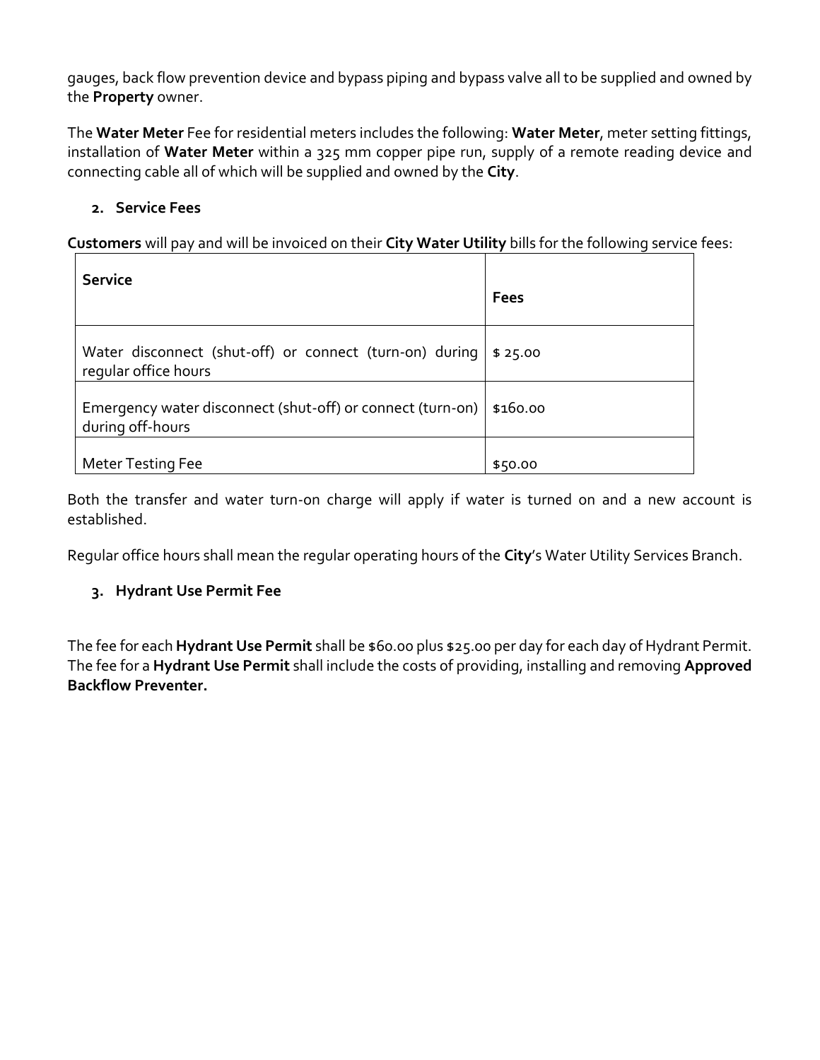gauges, back flow prevention device and bypass piping and bypass valve all to be supplied and owned by the **Property** owner.

The **Water Meter** Fee for residential meters includes the following: **Water Meter**, meter setting fittings, installation of **Water Meter** within a 325 mm copper pipe run, supply of a remote reading device and connecting cable all of which will be supplied and owned by the **City**.

## 2. Service Fees

**Customers** will pay and will be invoiced on their **City Water Utility** bills for the following service fees:

| Service | Fees |
|---|---|
| Water disconnect (shut-off) or connect (turn-on) during regular office hours | $ 25.00 |
| Emergency water disconnect (shut-off) or connect (turn-on) during off-hours | $160.00 |
| Meter Testing Fee | $50.00 |

Both the transfer and water turn-on charge will apply if water is turned on and a new account is established.

Regular office hours shall mean the regular operating hours of the **City**'s Water Utility Services Branch.

## 3. Hydrant Use Permit Fee

The fee for each **Hydrant Use Permit** shall be $60.00 plus $25.00 per day for each day of Hydrant Permit. The fee for a **Hydrant Use Permit** shall include the costs of providing, installing and removing **Approved Backflow Preventer.**